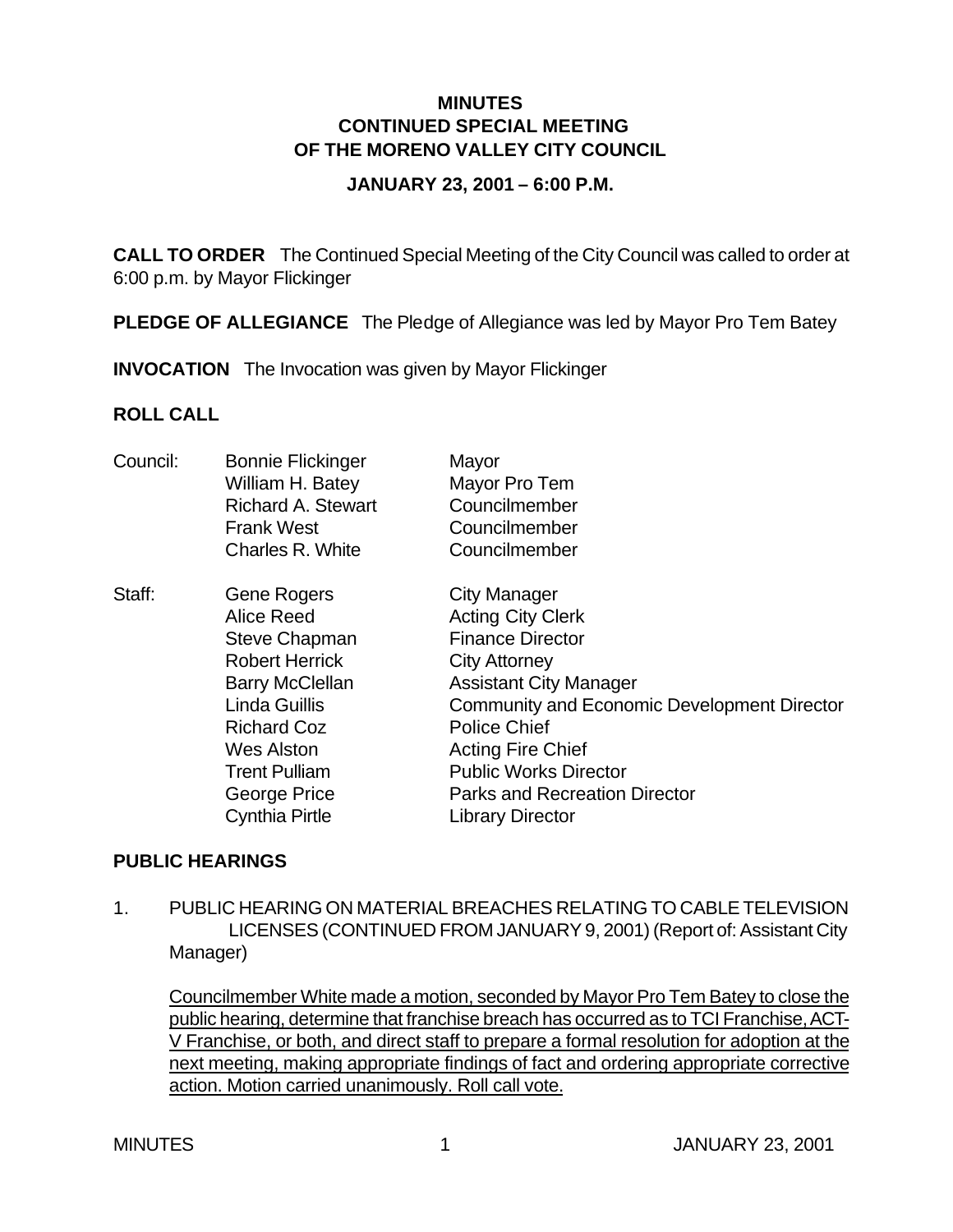# MINUTES
## CONTINUED SPECIAL MEETING
## OF THE MORENO VALLEY CITY COUNCIL

### JANUARY 23, 2001 – 6:00 P.M.

**CALL TO ORDER** The Continued Special Meeting of the City Council was called to order at 6:00 p.m. by Mayor Flickinger

**PLEDGE OF ALLEGIANCE** The Pledge of Allegiance was led by Mayor Pro Tem Batey

**INVOCATION** The Invocation was given by Mayor Flickinger

**ROLL CALL**

| | | |
|---|---|---|
| Council: | Bonnie Flickinger | Mayor |
| | William H. Batey | Mayor Pro Tem |
| | Richard A. Stewart | Councilmember |
| | Frank West | Councilmember |
| | Charles R. White | Councilmember |
| Staff: | Gene Rogers | City Manager |
| | Alice Reed | Acting City Clerk |
| | Steve Chapman | Finance Director |
| | Robert Herrick | City Attorney |
| | Barry McClellan | Assistant City Manager |
| | Linda Guillis | Community and Economic Development Director |
| | Richard Coz | Police Chief |
| | Wes Alston | Acting Fire Chief |
| | Trent Pulliam | Public Works Director |
| | George Price | Parks and Recreation Director |
| | Cynthia Pirtle | Library Director |

**PUBLIC HEARINGS**

1. PUBLIC HEARING ON MATERIAL BREACHES RELATING TO CABLE TELEVISION LICENSES (CONTINUED FROM JANUARY 9, 2001) (Report of: Assistant City Manager)

   Councilmember White made a motion, seconded by Mayor Pro Tem Batey to close the public hearing, determine that franchise breach has occurred as to TCI Franchise, ACT-V Franchise, or both, and direct staff to prepare a formal resolution for adoption at the next meeting, making appropriate findings of fact and ordering appropriate corrective action. Motion carried unanimously. Roll call vote.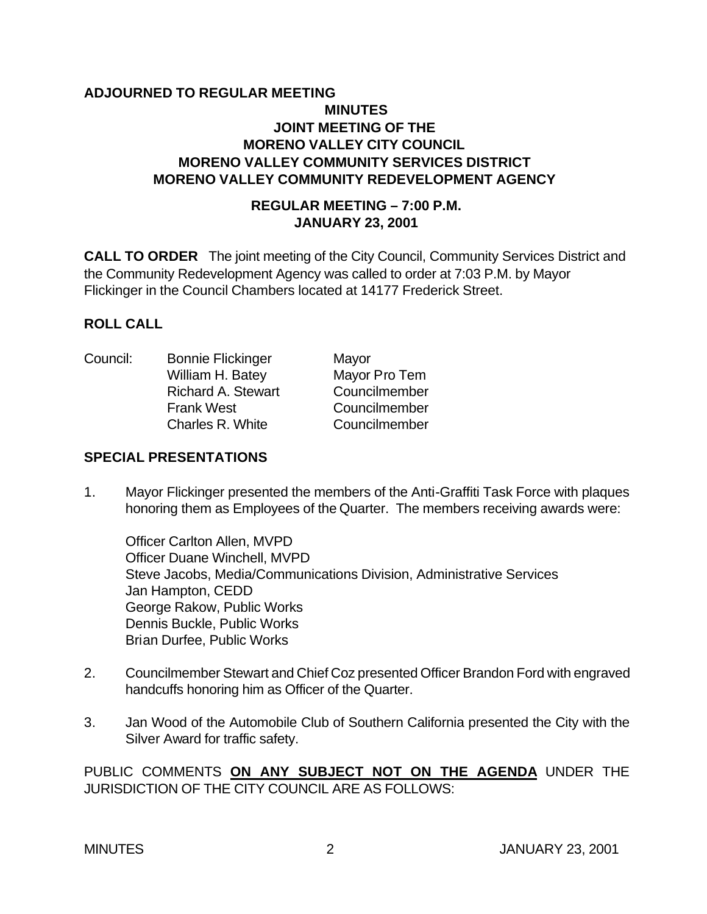**ADJOURNED TO REGULAR MEETING**

**MINUTES**
**JOINT MEETING OF THE**
**MORENO VALLEY CITY COUNCIL**
**MORENO VALLEY COMMUNITY SERVICES DISTRICT**
**MORENO VALLEY COMMUNITY REDEVELOPMENT AGENCY**

**REGULAR MEETING – 7:00 P.M.**
**JANUARY 23, 2001**

**CALL TO ORDER** The joint meeting of the City Council, Community Services District and the Community Redevelopment Agency was called to order at 7:03 P.M. by Mayor Flickinger in the Council Chambers located at 14177 Frederick Street.

**ROLL CALL**

| Council: | Bonnie Flickinger | Mayor |
|---|---|---|
| | William H. Batey | Mayor Pro Tem |
| | Richard A. Stewart | Councilmember |
| | Frank West | Councilmember |
| | Charles R. White | Councilmember |

**SPECIAL PRESENTATIONS**

1. Mayor Flickinger presented the members of the Anti-Graffiti Task Force with plaques honoring them as Employees of the Quarter. The members receiving awards were:

   Officer Carlton Allen, MVPD
   Officer Duane Winchell, MVPD
   Steve Jacobs, Media/Communications Division, Administrative Services
   Jan Hampton, CEDD
   George Rakow, Public Works
   Dennis Buckle, Public Works
   Brian Durfee, Public Works

2. Councilmember Stewart and Chief Coz presented Officer Brandon Ford with engraved handcuffs honoring him as Officer of the Quarter.

3. Jan Wood of the Automobile Club of Southern California presented the City with the Silver Award for traffic safety.

PUBLIC COMMENTS **ON ANY SUBJECT NOT ON THE AGENDA** UNDER THE JURISDICTION OF THE CITY COUNCIL ARE AS FOLLOWS: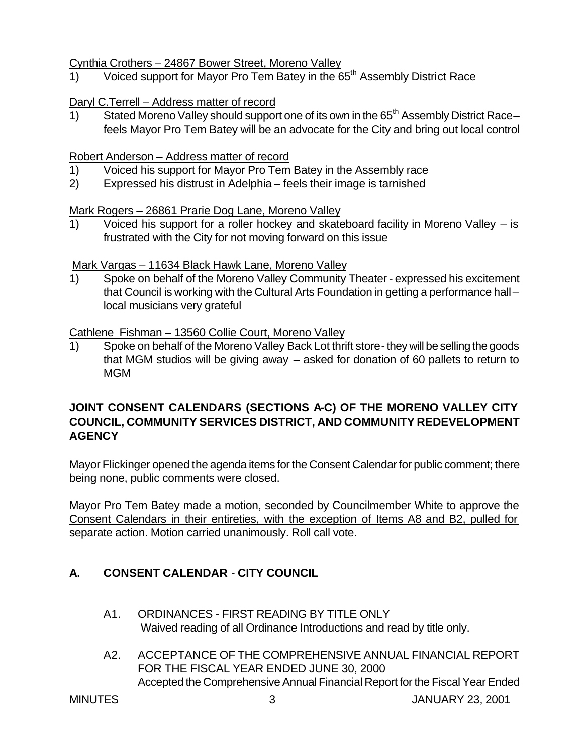Cynthia Crothers – 24867 Bower Street, Moreno Valley

1) Voiced support for Mayor Pro Tem Batey in the 65th Assembly District Race

Daryl C.Terrell – Address matter of record

1) Stated Moreno Valley should support one of its own in the 65th Assembly District Race– feels Mayor Pro Tem Batey will be an advocate for the City and bring out local control

Robert Anderson – Address matter of record

1) Voiced his support for Mayor Pro Tem Batey in the Assembly race
2) Expressed his distrust in Adelphia – feels their image is tarnished

Mark Rogers – 26861 Prarie Dog Lane, Moreno Valley

1) Voiced his support for a roller hockey and skateboard facility in Moreno Valley – is frustrated with the City for not moving forward on this issue

Mark Vargas – 11634 Black Hawk Lane, Moreno Valley

1) Spoke on behalf of the Moreno Valley Community Theater - expressed his excitement that Council is working with the Cultural Arts Foundation in getting a performance hall – local musicians very grateful

Cathlene Fishman – 13560 Collie Court, Moreno Valley

1) Spoke on behalf of the Moreno Valley Back Lot thrift store - they will be selling the goods that MGM studios will be giving away – asked for donation of 60 pallets to return to MGM

**JOINT CONSENT CALENDARS (SECTIONS A-C) OF THE MORENO VALLEY CITY COUNCIL, COMMUNITY SERVICES DISTRICT, AND COMMUNITY REDEVELOPMENT AGENCY**

Mayor Flickinger opened the agenda items for the Consent Calendar for public comment; there being none, public comments were closed.

Mayor Pro Tem Batey made a motion, seconded by Councilmember White to approve the Consent Calendars in their entireties, with the exception of Items A8 and B2, pulled for separate action. Motion carried unanimously. Roll call vote.

## A. CONSENT CALENDAR - CITY COUNCIL

A1. ORDINANCES - FIRST READING BY TITLE ONLY
Waived reading of all Ordinance Introductions and read by title only.

A2. ACCEPTANCE OF THE COMPREHENSIVE ANNUAL FINANCIAL REPORT FOR THE FISCAL YEAR ENDED JUNE 30, 2000
Accepted the Comprehensive Annual Financial Report for the Fiscal Year Ended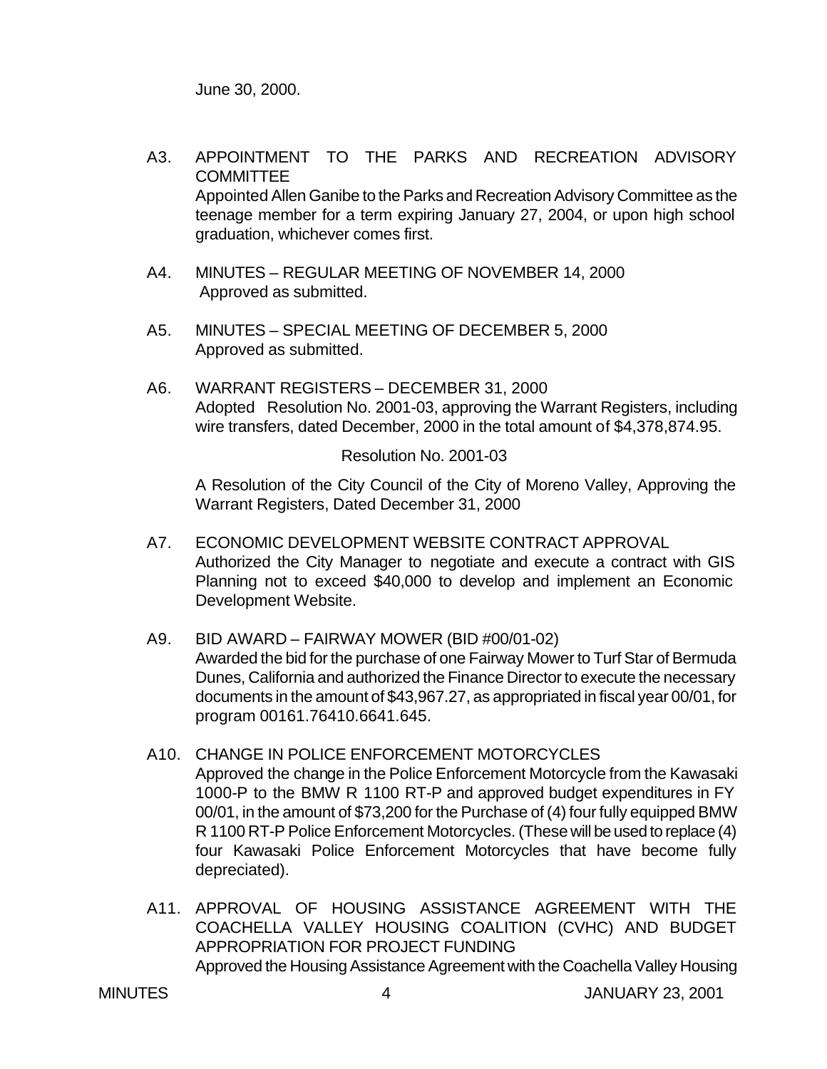June 30, 2000.

A3. APPOINTMENT TO THE PARKS AND RECREATION ADVISORY COMMITTEE
Appointed Allen Ganibe to the Parks and Recreation Advisory Committee as the teenage member for a term expiring January 27, 2004, or upon high school graduation, whichever comes first.

A4. MINUTES – REGULAR MEETING OF NOVEMBER 14, 2000
Approved as submitted.

A5. MINUTES – SPECIAL MEETING OF DECEMBER 5, 2000
Approved as submitted.

A6. WARRANT REGISTERS – DECEMBER 31, 2000
Adopted Resolution No. 2001-03, approving the Warrant Registers, including wire transfers, dated December, 2000 in the total amount of $4,378,874.95.

Resolution No. 2001-03

A Resolution of the City Council of the City of Moreno Valley, Approving the Warrant Registers, Dated December 31, 2000

A7. ECONOMIC DEVELOPMENT WEBSITE CONTRACT APPROVAL
Authorized the City Manager to negotiate and execute a contract with GIS Planning not to exceed $40,000 to develop and implement an Economic Development Website.

A9. BID AWARD – FAIRWAY MOWER (BID #00/01-02)
Awarded the bid for the purchase of one Fairway Mower to Turf Star of Bermuda Dunes, California and authorized the Finance Director to execute the necessary documents in the amount of $43,967.27, as appropriated in fiscal year 00/01, for program 00161.76410.6641.645.

A10. CHANGE IN POLICE ENFORCEMENT MOTORCYCLES
Approved the change in the Police Enforcement Motorcycle from the Kawasaki 1000-P to the BMW R 1100 RT-P and approved budget expenditures in FY 00/01, in the amount of $73,200 for the Purchase of (4) four fully equipped BMW R 1100 RT-P Police Enforcement Motorcycles. (These will be used to replace (4) four Kawasaki Police Enforcement Motorcycles that have become fully depreciated).

A11. APPROVAL OF HOUSING ASSISTANCE AGREEMENT WITH THE COACHELLA VALLEY HOUSING COALITION (CVHC) AND BUDGET APPROPRIATION FOR PROJECT FUNDING
Approved the Housing Assistance Agreement with the Coachella Valley Housing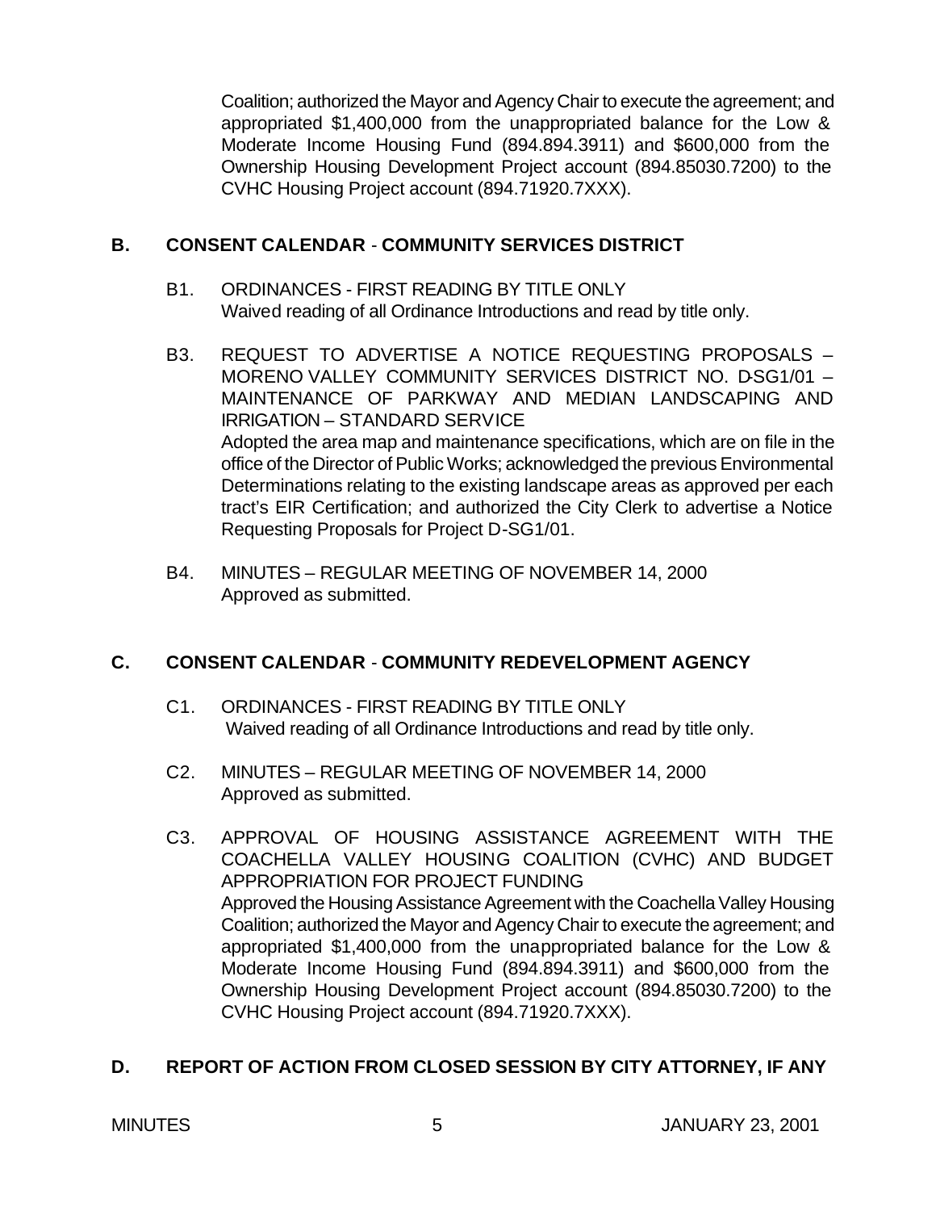Coalition; authorized the Mayor and Agency Chair to execute the agreement; and appropriated $1,400,000 from the unappropriated balance for the Low & Moderate Income Housing Fund (894.894.3911) and $600,000 from the Ownership Housing Development Project account (894.85030.7200) to the CVHC Housing Project account (894.71920.7XXX).

## B. CONSENT CALENDAR - COMMUNITY SERVICES DISTRICT

B1. ORDINANCES - FIRST READING BY TITLE ONLY
Waived reading of all Ordinance Introductions and read by title only.

B3. REQUEST TO ADVERTISE A NOTICE REQUESTING PROPOSALS – MORENO VALLEY COMMUNITY SERVICES DISTRICT NO. D-SG1/01 – MAINTENANCE OF PARKWAY AND MEDIAN LANDSCAPING AND IRRIGATION – STANDARD SERVICE
Adopted the area map and maintenance specifications, which are on file in the office of the Director of Public Works; acknowledged the previous Environmental Determinations relating to the existing landscape areas as approved per each tract's EIR Certification; and authorized the City Clerk to advertise a Notice Requesting Proposals for Project D-SG1/01.

B4. MINUTES – REGULAR MEETING OF NOVEMBER 14, 2000
Approved as submitted.

## C. CONSENT CALENDAR - COMMUNITY REDEVELOPMENT AGENCY

C1. ORDINANCES - FIRST READING BY TITLE ONLY
Waived reading of all Ordinance Introductions and read by title only.

C2. MINUTES – REGULAR MEETING OF NOVEMBER 14, 2000
Approved as submitted.

C3. APPROVAL OF HOUSING ASSISTANCE AGREEMENT WITH THE COACHELLA VALLEY HOUSING COALITION (CVHC) AND BUDGET APPROPRIATION FOR PROJECT FUNDING
Approved the Housing Assistance Agreement with the Coachella Valley Housing Coalition; authorized the Mayor and Agency Chair to execute the agreement; and appropriated $1,400,000 from the unappropriated balance for the Low & Moderate Income Housing Fund (894.894.3911) and $600,000 from the Ownership Housing Development Project account (894.85030.7200) to the CVHC Housing Project account (894.71920.7XXX).

## D. REPORT OF ACTION FROM CLOSED SESSION BY CITY ATTORNEY, IF ANY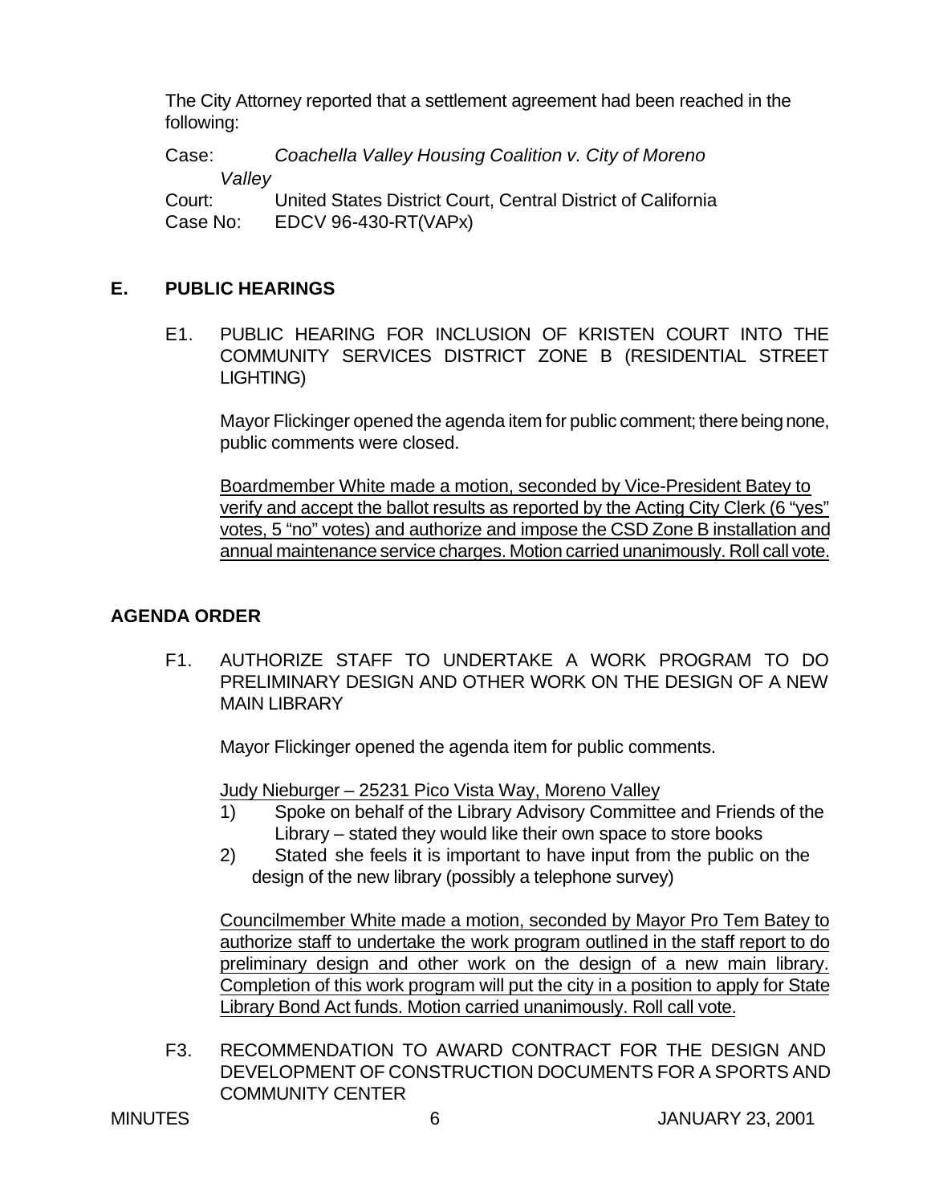The City Attorney reported that a settlement agreement had been reached in the following:

Case: *Coachella Valley Housing Coalition v. City of Moreno Valley*
Court: United States District Court, Central District of California
Case No: EDCV 96-430-RT(VAPx)

## E. PUBLIC HEARINGS

E1. PUBLIC HEARING FOR INCLUSION OF KRISTEN COURT INTO THE COMMUNITY SERVICES DISTRICT ZONE B (RESIDENTIAL STREET LIGHTING)

Mayor Flickinger opened the agenda item for public comment; there being none, public comments were closed.

<u>Boardmember White made a motion, seconded by Vice-President Batey to verify and accept the ballot results as reported by the Acting City Clerk (6 "yes" votes, 5 "no" votes) and authorize and impose the CSD Zone B installation and annual maintenance service charges. Motion carried unanimously. Roll call vote.</u>

## AGENDA ORDER

F1. AUTHORIZE STAFF TO UNDERTAKE A WORK PROGRAM TO DO PRELIMINARY DESIGN AND OTHER WORK ON THE DESIGN OF A NEW MAIN LIBRARY

Mayor Flickinger opened the agenda item for public comments.

<u>Judy Nieburger – 25231 Pico Vista Way, Moreno Valley</u>

1) Spoke on behalf of the Library Advisory Committee and Friends of the Library – stated they would like their own space to store books
2) Stated she feels it is important to have input from the public on the design of the new library (possibly a telephone survey)

<u>Councilmember White made a motion, seconded by Mayor Pro Tem Batey to authorize staff to undertake the work program outlined in the staff report to do preliminary design and other work on the design of a new main library. Completion of this work program will put the city in a position to apply for State Library Bond Act funds. Motion carried unanimously. Roll call vote.</u>

F3. RECOMMENDATION TO AWARD CONTRACT FOR THE DESIGN AND DEVELOPMENT OF CONSTRUCTION DOCUMENTS FOR A SPORTS AND COMMUNITY CENTER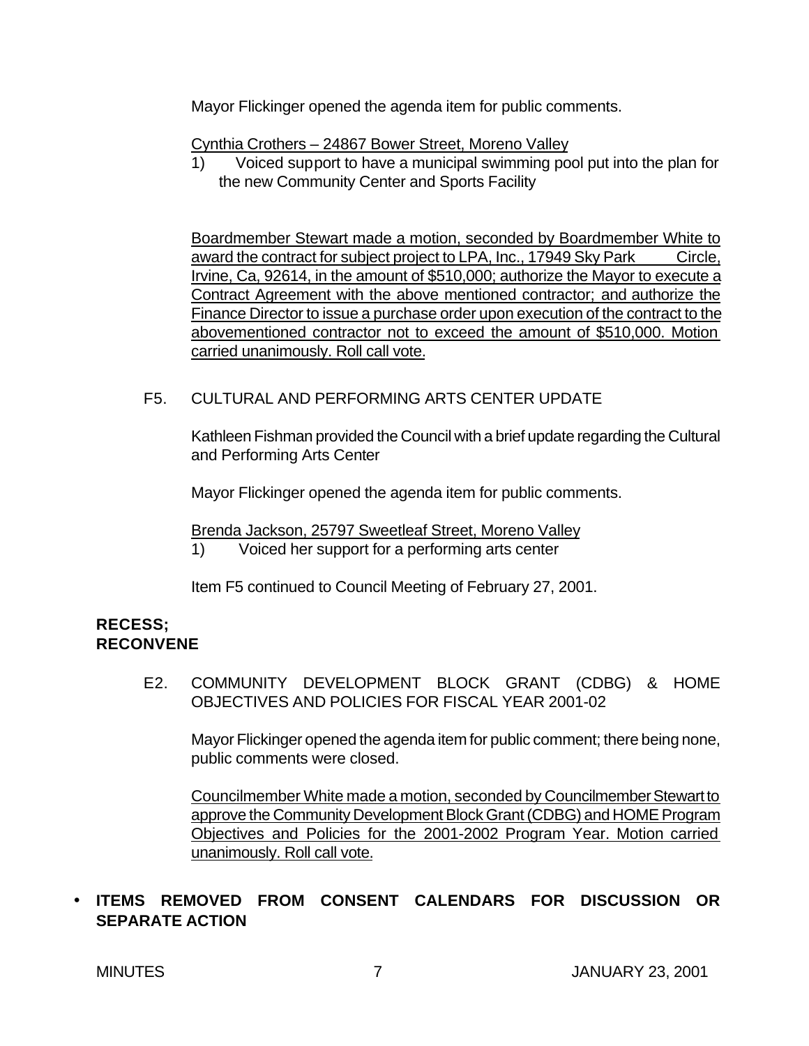Mayor Flickinger opened the agenda item for public comments.

Cynthia Crothers – 24867 Bower Street, Moreno Valley

1) Voiced support to have a municipal swimming pool put into the plan for the new Community Center and Sports Facility

Boardmember Stewart made a motion, seconded by Boardmember White to award the contract for subject project to LPA, Inc., 17949 Sky Park Circle, Irvine, Ca, 92614, in the amount of $510,000; authorize the Mayor to execute a Contract Agreement with the above mentioned contractor; and authorize the Finance Director to issue a purchase order upon execution of the contract to the abovementioned contractor not to exceed the amount of $510,000. Motion carried unanimously. Roll call vote.

F5. CULTURAL AND PERFORMING ARTS CENTER UPDATE

Kathleen Fishman provided the Council with a brief update regarding the Cultural and Performing Arts Center

Mayor Flickinger opened the agenda item for public comments.

Brenda Jackson, 25797 Sweetleaf Street, Moreno Valley

1) Voiced her support for a performing arts center

Item F5 continued to Council Meeting of February 27, 2001.

**RECESS;**
**RECONVENE**

E2. COMMUNITY DEVELOPMENT BLOCK GRANT (CDBG) & HOME OBJECTIVES AND POLICIES FOR FISCAL YEAR 2001-02

Mayor Flickinger opened the agenda item for public comment; there being none, public comments were closed.

Councilmember White made a motion, seconded by Councilmember Stewart to approve the Community Development Block Grant (CDBG) and HOME Program Objectives and Policies for the 2001-2002 Program Year. Motion carried unanimously. Roll call vote.

- **ITEMS REMOVED FROM CONSENT CALENDARS FOR DISCUSSION OR SEPARATE ACTION**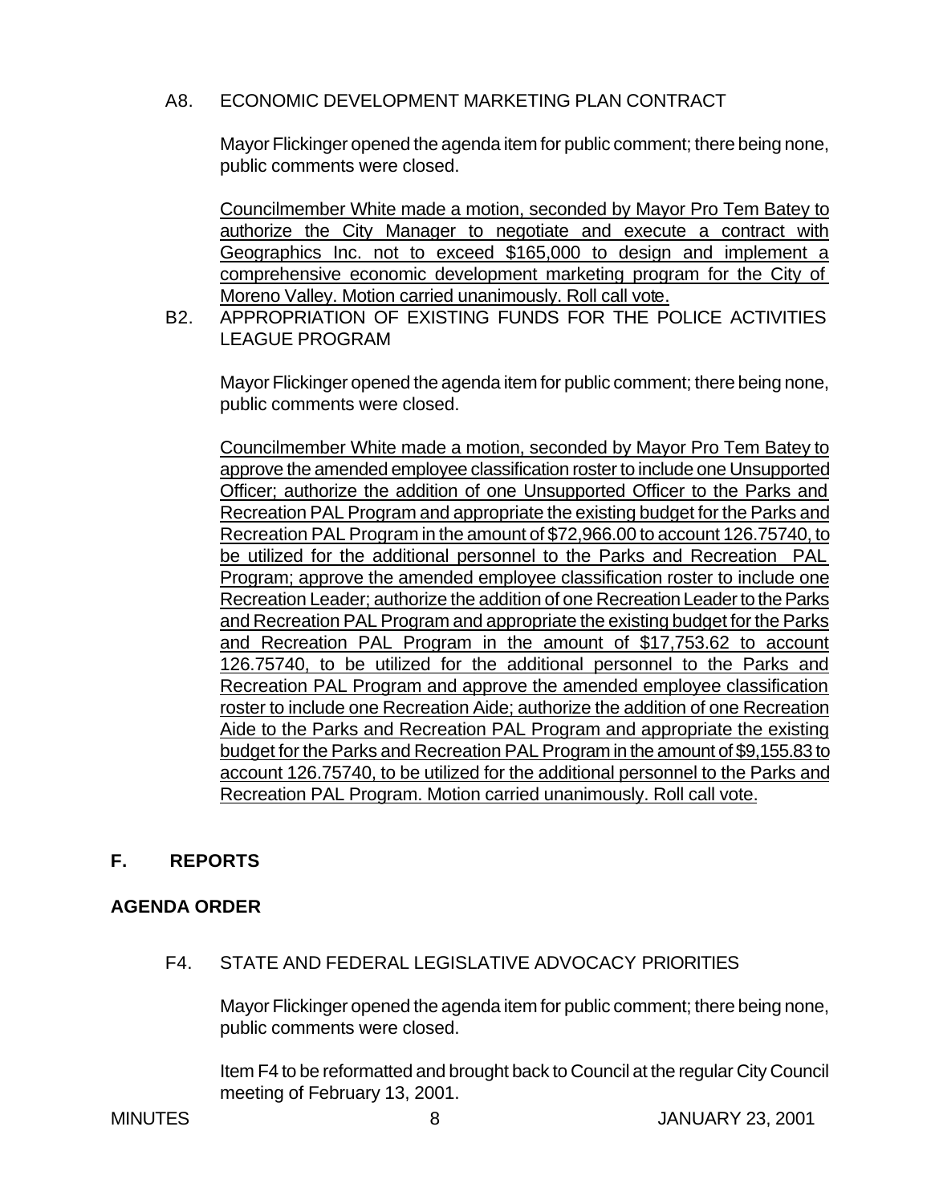A8. ECONOMIC DEVELOPMENT MARKETING PLAN CONTRACT

Mayor Flickinger opened the agenda item for public comment; there being none, public comments were closed.

<u>Councilmember White made a motion, seconded by Mayor Pro Tem Batey to authorize the City Manager to negotiate and execute a contract with Geographics Inc. not to exceed $165,000 to design and implement a comprehensive economic development marketing program for the City of Moreno Valley. Motion carried unanimously. Roll call vote.</u>

B2. APPROPRIATION OF EXISTING FUNDS FOR THE POLICE ACTIVITIES LEAGUE PROGRAM

Mayor Flickinger opened the agenda item for public comment; there being none, public comments were closed.

<u>Councilmember White made a motion, seconded by Mayor Pro Tem Batey to approve the amended employee classification roster to include one Unsupported Officer; authorize the addition of one Unsupported Officer to the Parks and Recreation PAL Program and appropriate the existing budget for the Parks and Recreation PAL Program in the amount of $72,966.00 to account 126.75740, to be utilized for the additional personnel to the Parks and Recreation PAL Program; approve the amended employee classification roster to include one Recreation Leader; authorize the addition of one Recreation Leader to the Parks and Recreation PAL Program and appropriate the existing budget for the Parks and Recreation PAL Program in the amount of $17,753.62 to account 126.75740, to be utilized for the additional personnel to the Parks and Recreation PAL Program and approve the amended employee classification roster to include one Recreation Aide; authorize the addition of one Recreation Aide to the Parks and Recreation PAL Program and appropriate the existing budget for the Parks and Recreation PAL Program in the amount of $9,155.83 to account 126.75740, to be utilized for the additional personnel to the Parks and Recreation PAL Program. Motion carried unanimously. Roll call vote.</u>

## F. REPORTS

## AGENDA ORDER

F4. STATE AND FEDERAL LEGISLATIVE ADVOCACY PRIORITIES

Mayor Flickinger opened the agenda item for public comment; there being none, public comments were closed.

Item F4 to be reformatted and brought back to Council at the regular City Council meeting of February 13, 2001.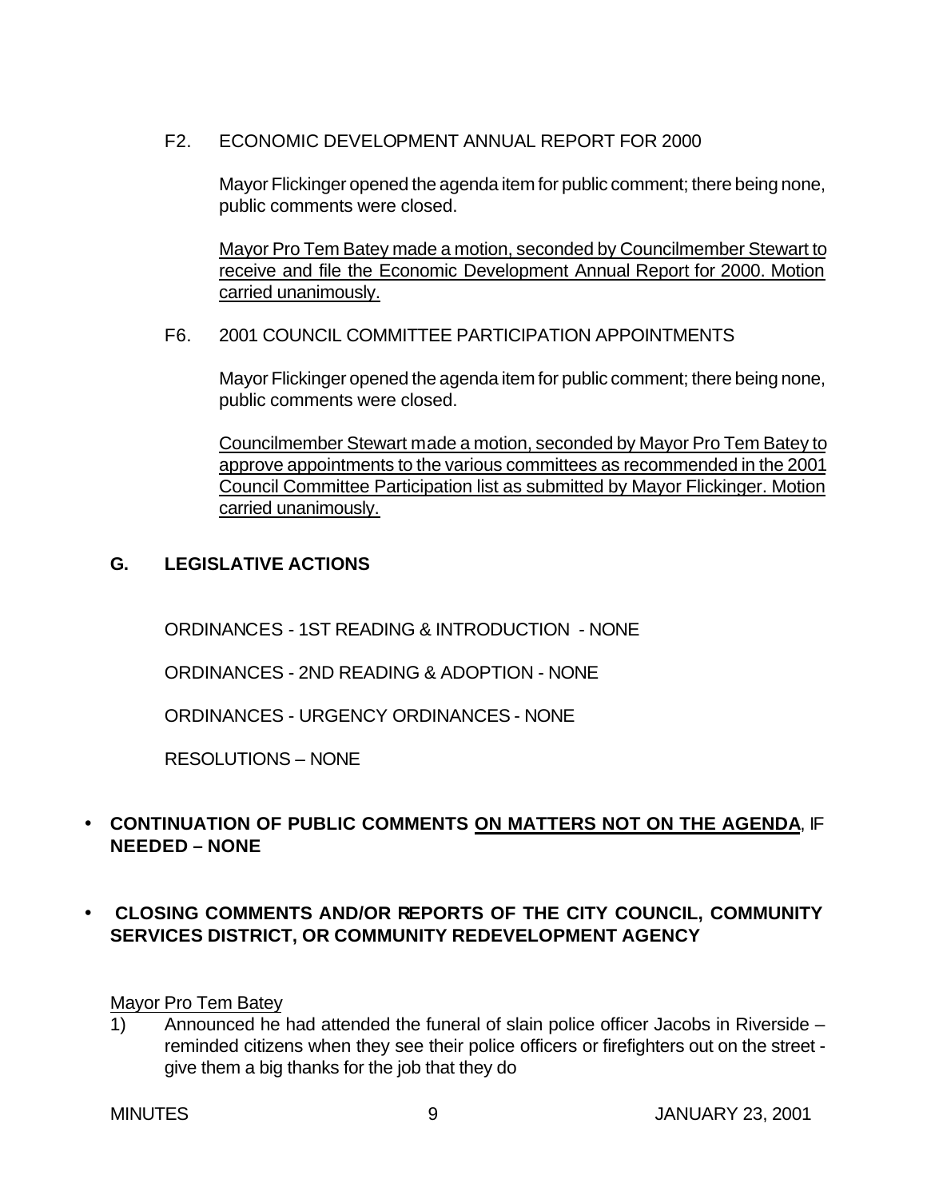F2. ECONOMIC DEVELOPMENT ANNUAL REPORT FOR 2000

Mayor Flickinger opened the agenda item for public comment; there being none, public comments were closed.

<u>Mayor Pro Tem Batey made a motion, seconded by Councilmember Stewart to receive and file the Economic Development Annual Report for 2000. Motion carried unanimously.</u>

F6. 2001 COUNCIL COMMITTEE PARTICIPATION APPOINTMENTS

Mayor Flickinger opened the agenda item for public comment; there being none, public comments were closed.

<u>Councilmember Stewart made a motion, seconded by Mayor Pro Tem Batey to approve appointments to the various committees as recommended in the 2001 Council Committee Participation list as submitted by Mayor Flickinger. Motion carried unanimously.</u>

## G. LEGISLATIVE ACTIONS

ORDINANCES - 1ST READING & INTRODUCTION - NONE

ORDINANCES - 2ND READING & ADOPTION - NONE

ORDINANCES - URGENCY ORDINANCES - NONE

RESOLUTIONS – NONE

- **CONTINUATION OF PUBLIC COMMENTS <u>ON MATTERS NOT ON THE AGENDA</u>**, IF **NEEDED – NONE**

- **CLOSING COMMENTS AND/OR REPORTS OF THE CITY COUNCIL, COMMUNITY SERVICES DISTRICT, OR COMMUNITY REDEVELOPMENT AGENCY**

<u>Mayor Pro Tem Batey</u>

1) Announced he had attended the funeral of slain police officer Jacobs in Riverside – reminded citizens when they see their police officers or firefighters out on the street - give them a big thanks for the job that they do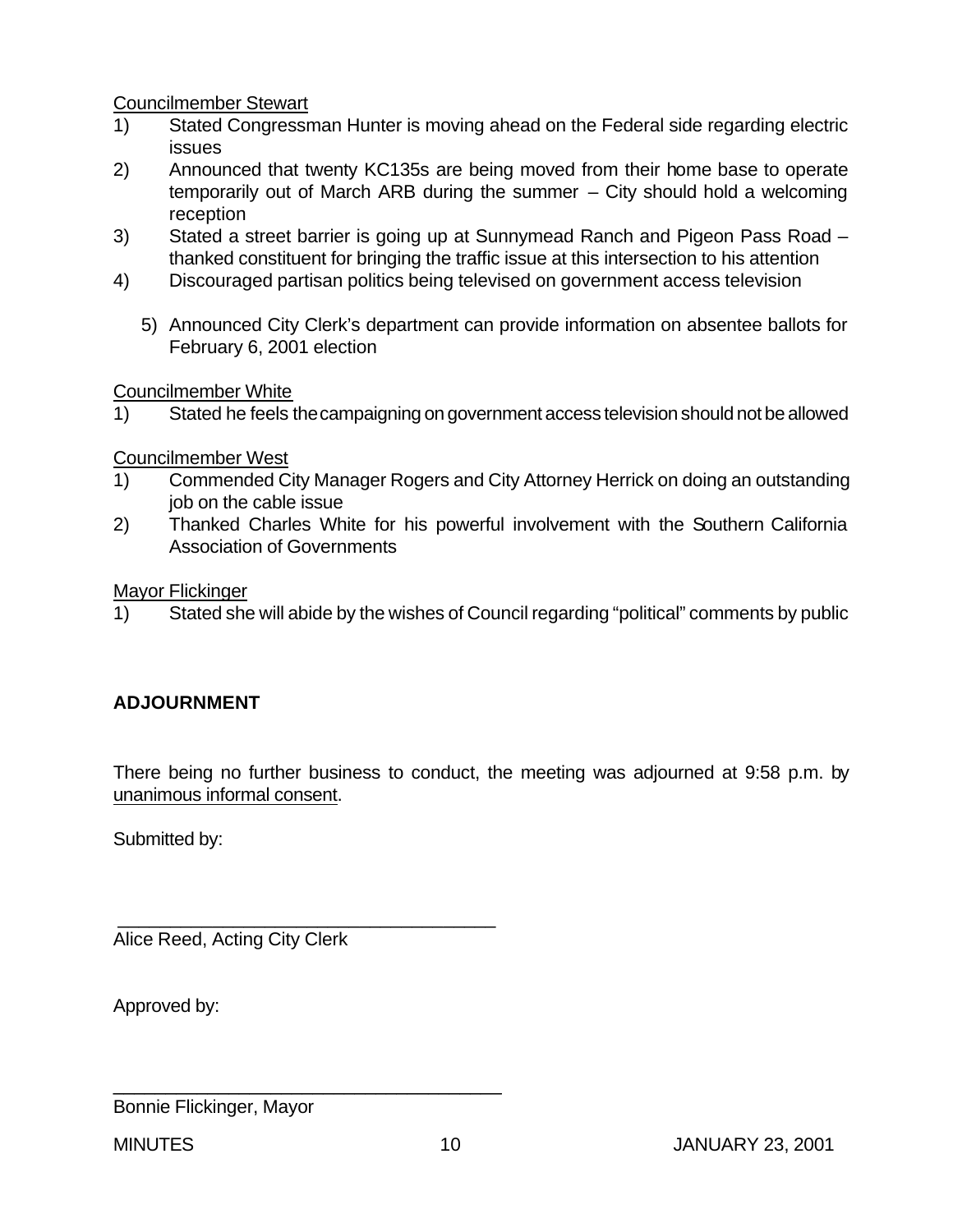Councilmember Stewart

1) Stated Congressman Hunter is moving ahead on the Federal side regarding electric issues
2) Announced that twenty KC135s are being moved from their home base to operate temporarily out of March ARB during the summer – City should hold a welcoming reception
3) Stated a street barrier is going up at Sunnymead Ranch and Pigeon Pass Road – thanked constituent for bringing the traffic issue at this intersection to his attention
4) Discouraged partisan politics being televised on government access television
5) Announced City Clerk's department can provide information on absentee ballots for February 6, 2001 election

Councilmember White

1) Stated he feels the campaigning on government access television should not be allowed

Councilmember West

1) Commended City Manager Rogers and City Attorney Herrick on doing an outstanding job on the cable issue
2) Thanked Charles White for his powerful involvement with the Southern California Association of Governments

Mayor Flickinger

1) Stated she will abide by the wishes of Council regarding "political" comments by public

**ADJOURNMENT**

There being no further business to conduct, the meeting was adjourned at 9:58 p.m. by unanimous informal consent.

Submitted by:

\_\_\_\_\_\_\_\_\_\_\_\_\_\_\_\_\_\_\_\_\_\_\_\_\_\_\_\_\_\_\_\_\_\_\_\_\_\_
Alice Reed, Acting City Clerk

Approved by:

\_\_\_\_\_\_\_\_\_\_\_\_\_\_\_\_\_\_\_\_\_\_\_\_\_\_\_\_\_\_\_\_\_\_\_\_\_\_
Bonnie Flickinger, Mayor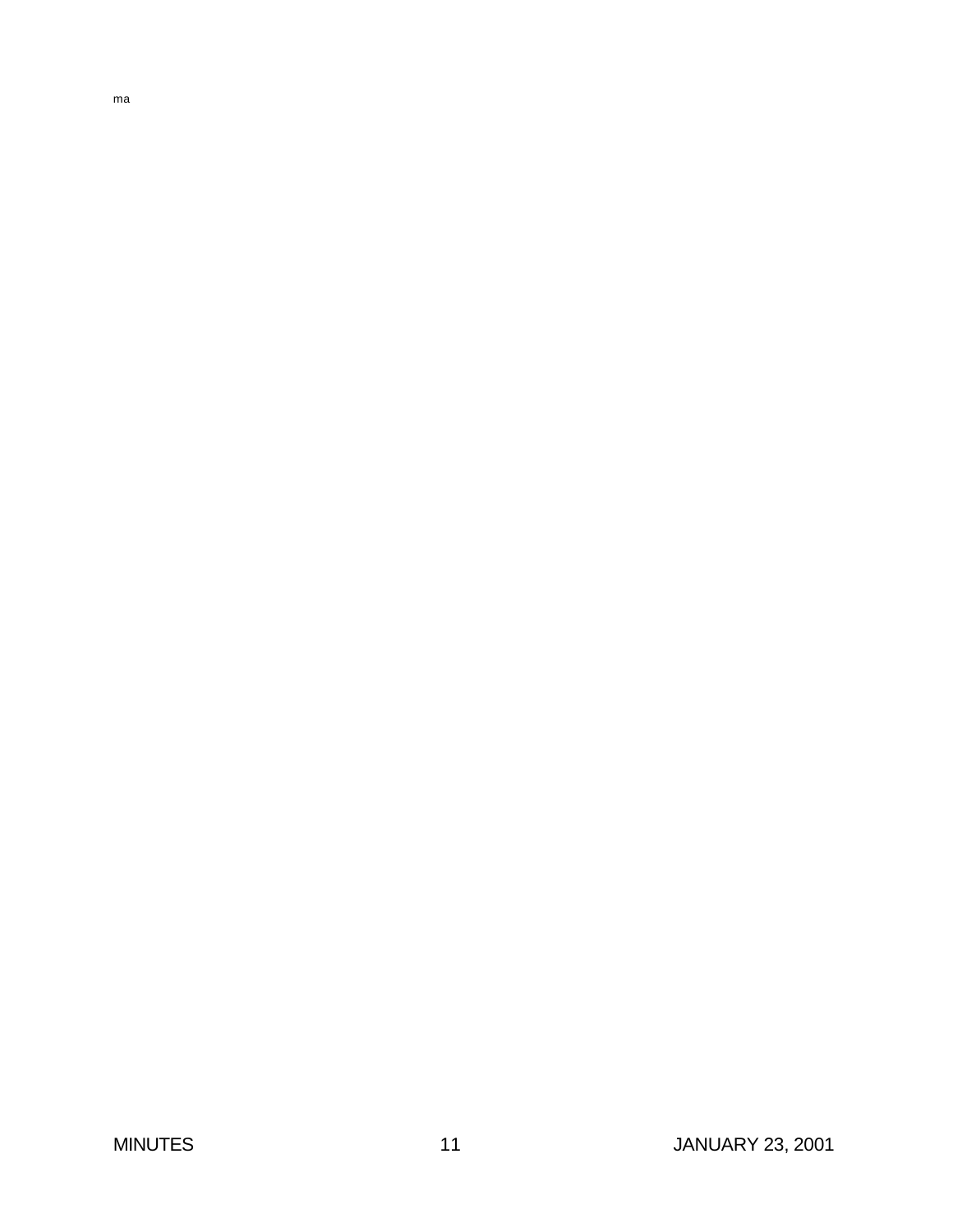ma